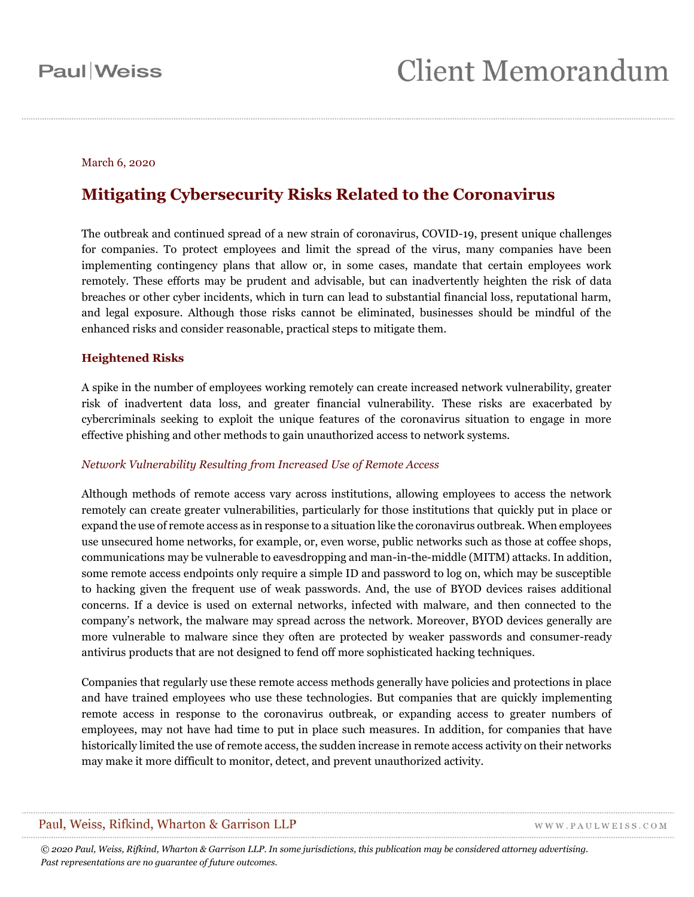Paul|Weiss

# Client Memorandum

March 6, 2020

## Mitigating Cybersecurity Risks Related to the Coronavirus

The outbreak and continued spread of a new strain of coronavirus, COVID-19, present unique challenges for companies. To protect employees and limit the spread of the virus, many companies have been implementing contingency plans that allow or, in some cases, mandate that certain employees work remotely. These efforts may be prudent and advisable, but can inadvertently heighten the risk of data breaches or other cyber incidents, which in turn can lead to substantial financial loss, reputational harm, and legal exposure. Although those risks cannot be eliminated, businesses should be mindful of the enhanced risks and consider reasonable, practical steps to mitigate them.

### Heightened Risks

A spike in the number of employees working remotely can create increased network vulnerability, greater risk of inadvertent data loss, and greater financial vulnerability. These risks are exacerbated by cybercriminals seeking to exploit the unique features of the coronavirus situation to engage in more effective phishing and other methods to gain unauthorized access to network systems.

#### *Network Vulnerability Resulting from Increased Use of Remote Access*

Although methods of remote access vary across institutions, allowing employees to access the network remotely can create greater vulnerabilities, particularly for those institutions that quickly put in place or expand the use of remote access as in response to a situation like the coronavirus outbreak. When employees use unsecured home networks, for example, or, even worse, public networks such as those at coffee shops, communications may be vulnerable to eavesdropping and man-in-the-middle (MITM) attacks. In addition, some remote access endpoints only require a simple ID and password to log on, which may be susceptible to hacking given the frequent use of weak passwords. And, the use of BYOD devices raises additional concerns. If a device is used on external networks, infected with malware, and then connected to the company's network, the malware may spread across the network. Moreover, BYOD devices generally are more vulnerable to malware since they often are protected by weaker passwords and consumer-ready antivirus products that are not designed to fend off more sophisticated hacking techniques.

Companies that regularly use these remote access methods generally have policies and protections in place and have trained employees who use these technologies. But companies that are quickly implementing remote access in response to the coronavirus outbreak, or expanding access to greater numbers of employees, may not have had time to put in place such measures. In addition, for companies that have historically limited the use of remote access, the sudden increase in remote access activity on their networks may make it more difficult to monitor, detect, and prevent unauthorized activity.

Paul, Weiss, Rifkind, Wharton & Garrison LLP — WWW.PAULWEISS.COM

*© 2020 Paul, Weiss, Rifkind, Wharton & Garrison LLP. In some jurisdictions, this publication may be considered attorney advertising. Past representations are no guarantee of future outcomes.*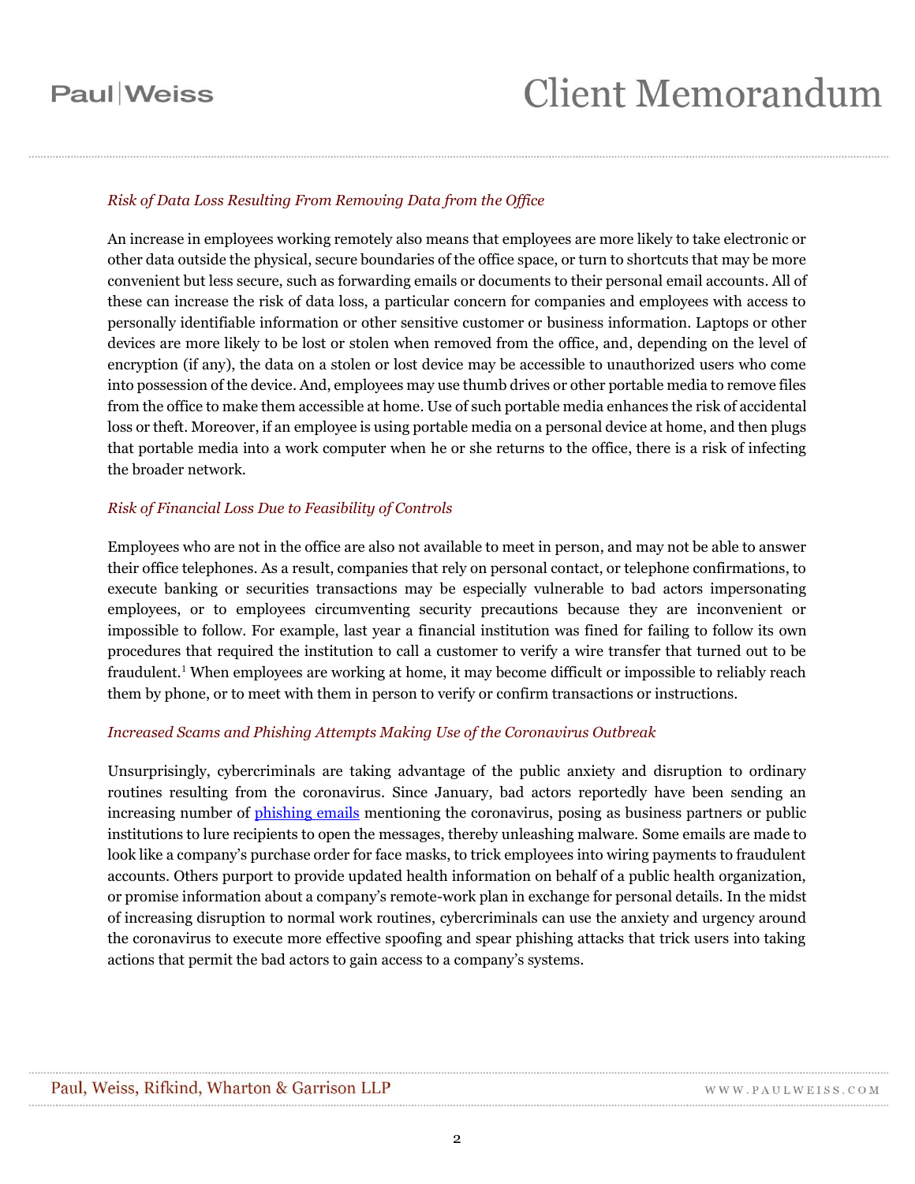*Risk of Data Loss Resulting From Removing Data from the Office*

An increase in employees working remotely also means that employees are more likely to take electronic or other data outside the physical, secure boundaries of the office space, or turn to shortcuts that may be more convenient but less secure, such as forwarding emails or documents to their personal email accounts. All of these can increase the risk of data loss, a particular concern for companies and employees with access to personally identifiable information or other sensitive customer or business information. Laptops or other devices are more likely to be lost or stolen when removed from the office, and, depending on the level of encryption (if any), the data on a stolen or lost device may be accessible to unauthorized users who come into possession of the device. And, employees may use thumb drives or other portable media to remove files from the office to make them accessible at home. Use of such portable media enhances the risk of accidental loss or theft. Moreover, if an employee is using portable media on a personal device at home, and then plugs that portable media into a work computer when he or she returns to the office, there is a risk of infecting the broader network.

*Risk of Financial Loss Due to Feasibility of Controls*

Employees who are not in the office are also not available to meet in person, and may not be able to answer their office telephones. As a result, companies that rely on personal contact, or telephone confirmations, to execute banking or securities transactions may be especially vulnerable to bad actors impersonating employees, or to employees circumventing security precautions because they are inconvenient or impossible to follow. For example, last year a financial institution was fined for failing to follow its own procedures that required the institution to call a customer to verify a wire transfer that turned out to be fraudulent.[1] When employees are working at home, it may become difficult or impossible to reliably reach them by phone, or to meet with them in person to verify or confirm transactions or instructions.

*Increased Scams and Phishing Attempts Making Use of the Coronavirus Outbreak*

Unsurprisingly, cybercriminals are taking advantage of the public anxiety and disruption to ordinary routines resulting from the coronavirus. Since January, bad actors reportedly have been sending an increasing number of phishing emails mentioning the coronavirus, posing as business partners or public institutions to lure recipients to open the messages, thereby unleashing malware. Some emails are made to look like a company's purchase order for face masks, to trick employees into wiring payments to fraudulent accounts. Others purport to provide updated health information on behalf of a public health organization, or promise information about a company's remote-work plan in exchange for personal details. In the midst of increasing disruption to normal work routines, cybercriminals can use the anxiety and urgency around the coronavirus to execute more effective spoofing and spear phishing attacks that trick users into taking actions that permit the bad actors to gain access to a company's systems.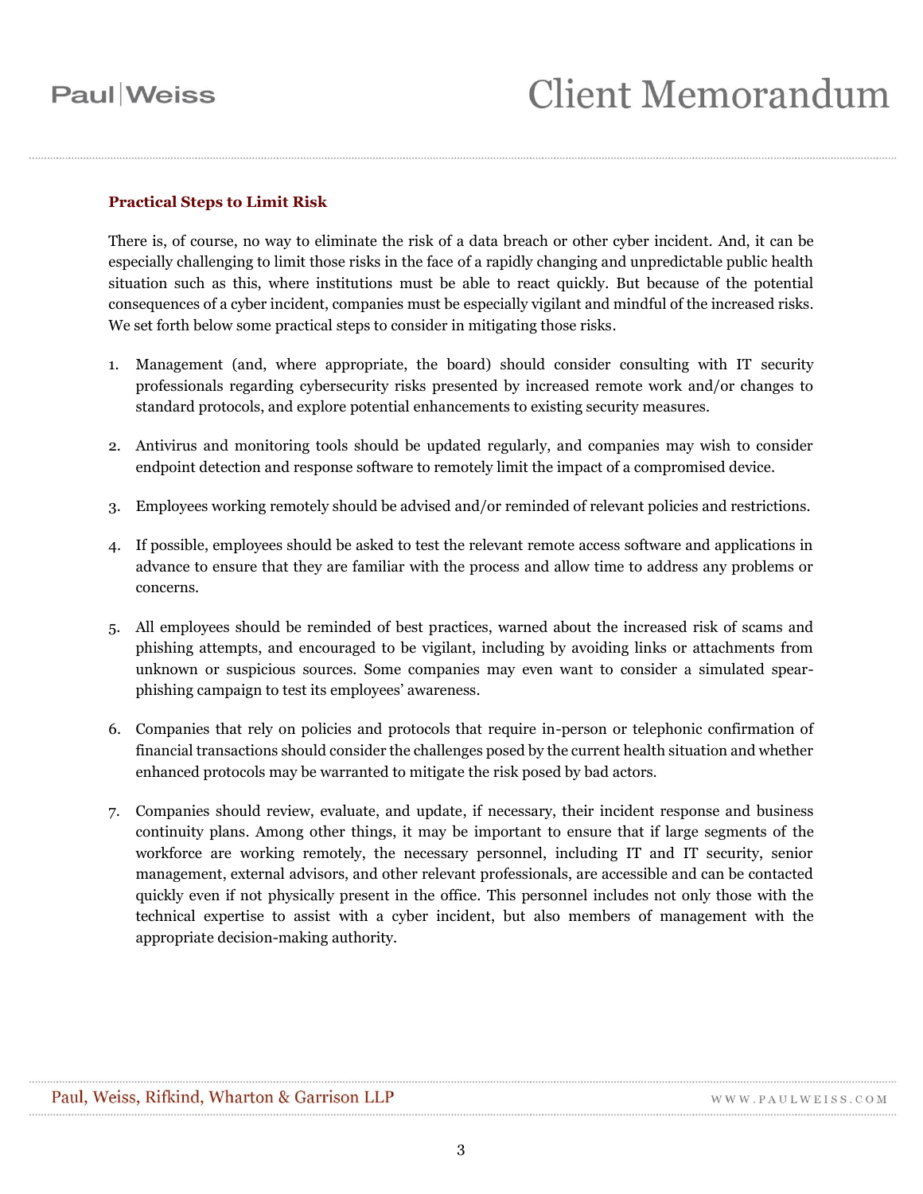### Practical Steps to Limit Risk

There is, of course, no way to eliminate the risk of a data breach or other cyber incident. And, it can be especially challenging to limit those risks in the face of a rapidly changing and unpredictable public health situation such as this, where institutions must be able to react quickly. But because of the potential consequences of a cyber incident, companies must be especially vigilant and mindful of the increased risks. We set forth below some practical steps to consider in mitigating those risks.

1. Management (and, where appropriate, the board) should consider consulting with IT security professionals regarding cybersecurity risks presented by increased remote work and/or changes to standard protocols, and explore potential enhancements to existing security measures.

2. Antivirus and monitoring tools should be updated regularly, and companies may wish to consider endpoint detection and response software to remotely limit the impact of a compromised device.

3. Employees working remotely should be advised and/or reminded of relevant policies and restrictions.

4. If possible, employees should be asked to test the relevant remote access software and applications in advance to ensure that they are familiar with the process and allow time to address any problems or concerns.

5. All employees should be reminded of best practices, warned about the increased risk of scams and phishing attempts, and encouraged to be vigilant, including by avoiding links or attachments from unknown or suspicious sources. Some companies may even want to consider a simulated spear-phishing campaign to test its employees' awareness.

6. Companies that rely on policies and protocols that require in-person or telephonic confirmation of financial transactions should consider the challenges posed by the current health situation and whether enhanced protocols may be warranted to mitigate the risk posed by bad actors.

7. Companies should review, evaluate, and update, if necessary, their incident response and business continuity plans. Among other things, it may be important to ensure that if large segments of the workforce are working remotely, the necessary personnel, including IT and IT security, senior management, external advisors, and other relevant professionals, are accessible and can be contacted quickly even if not physically present in the office. This personnel includes not only those with the technical expertise to assist with a cyber incident, but also members of management with the appropriate decision-making authority.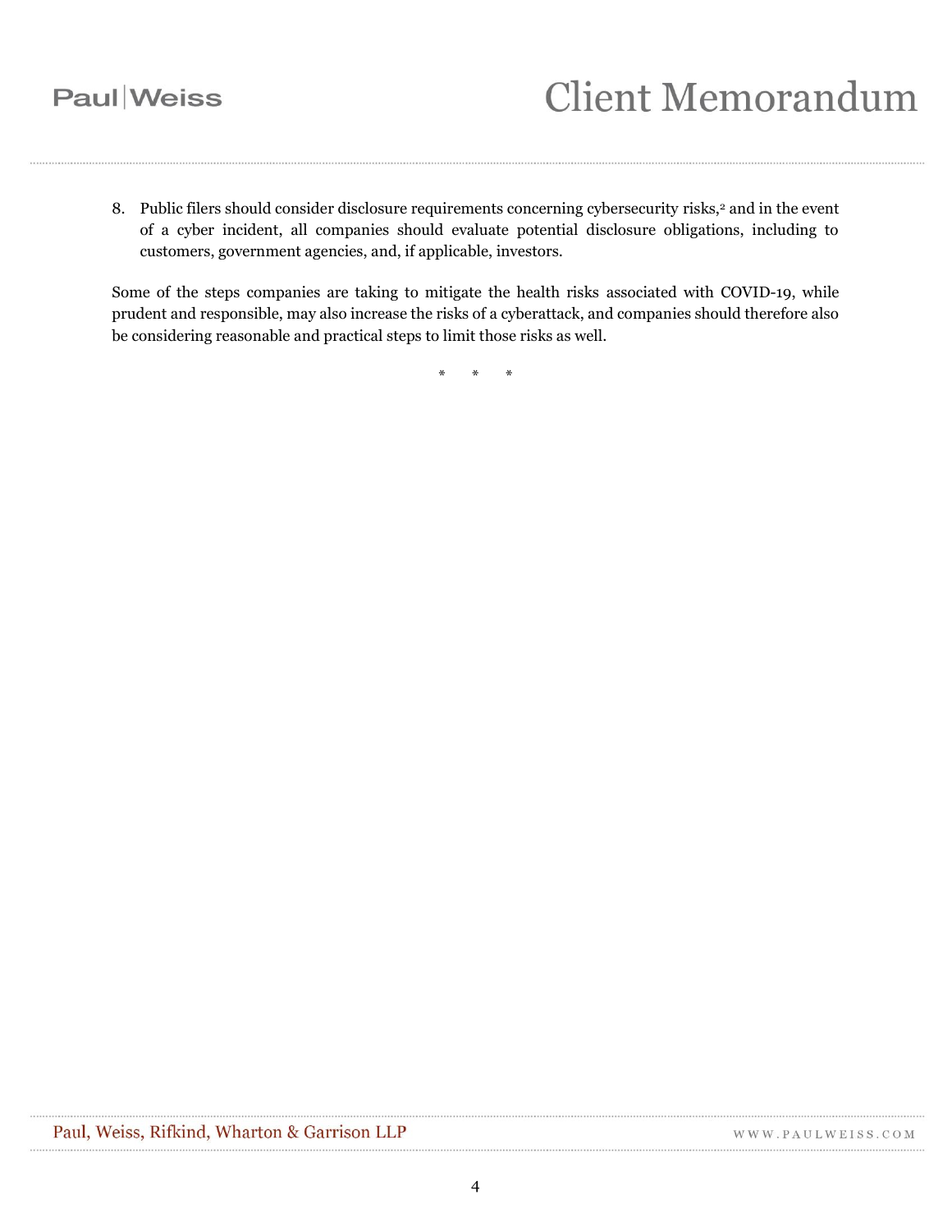8. Public filers should consider disclosure requirements concerning cybersecurity risks,[2] and in the event of a cyber incident, all companies should evaluate potential disclosure obligations, including to customers, government agencies, and, if applicable, investors.

Some of the steps companies are taking to mitigate the health risks associated with COVID-19, while prudent and responsible, may also increase the risks of a cyberattack, and companies should therefore also be considering reasonable and practical steps to limit those risks as well.

\*       \*       \*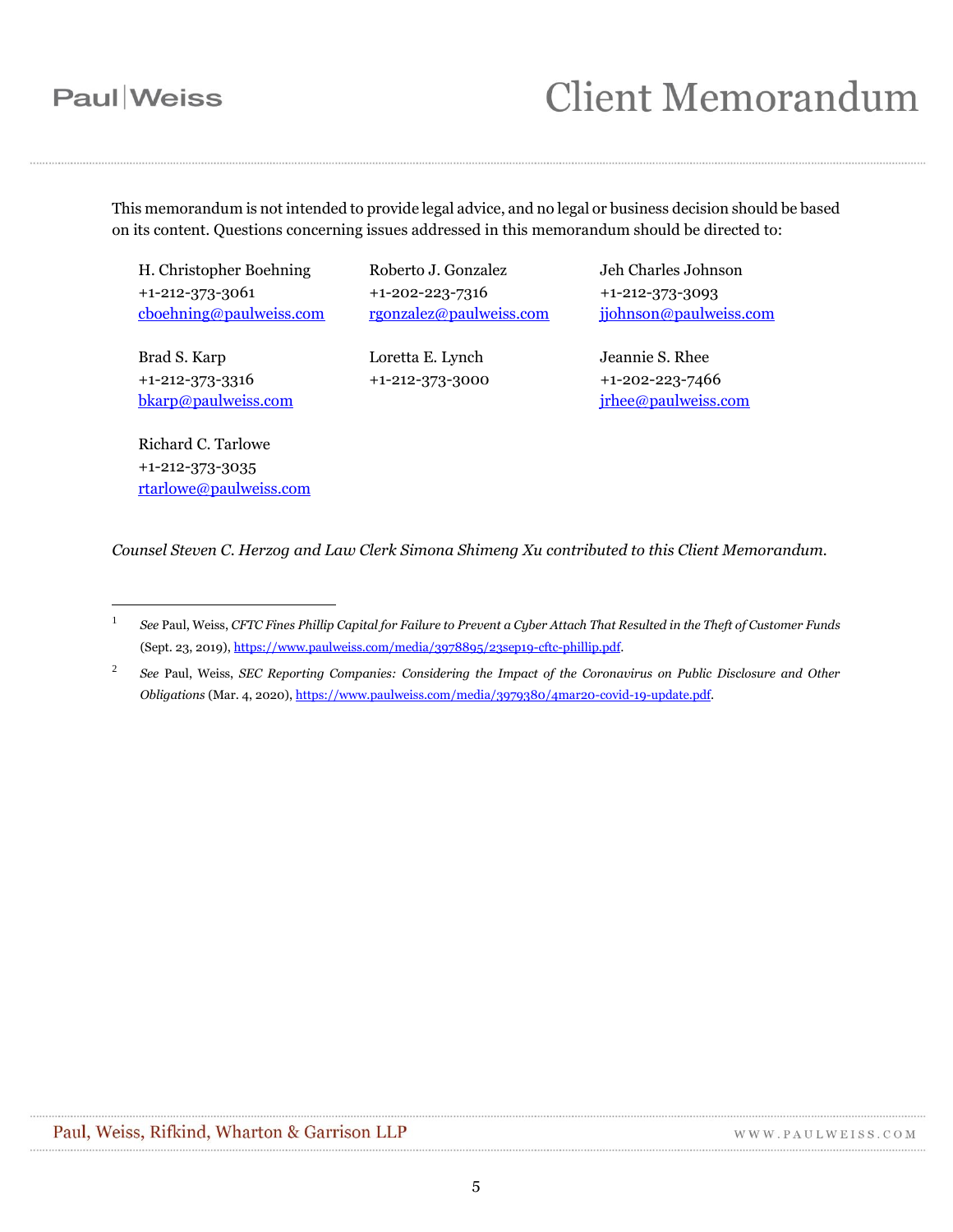This memorandum is not intended to provide legal advice, and no legal or business decision should be based on its content. Questions concerning issues addressed in this memorandum should be directed to:

H. Christopher Boehning
+1-212-373-3061
cboehning@paulweiss.com

Roberto J. Gonzalez
+1-202-223-7316
rgonzalez@paulweiss.com

Jeh Charles Johnson
+1-212-373-3093
jjohnson@paulweiss.com

Brad S. Karp
+1-212-373-3316
bkarp@paulweiss.com

Loretta E. Lynch
+1-212-373-3000

Jeannie S. Rhee
+1-202-223-7466
jrhee@paulweiss.com

Richard C. Tarlowe
+1-212-373-3035
rtarlowe@paulweiss.com

*Counsel Steven C. Herzog and Law Clerk Simona Shimeng Xu contributed to this Client Memorandum.*

---

[1] *See* Paul, Weiss, *CFTC Fines Phillip Capital for Failure to Prevent a Cyber Attach That Resulted in the Theft of Customer Funds* (Sept. 23, 2019), https://www.paulweiss.com/media/3978895/23sep19-cftc-phillip.pdf.

[2] *See* Paul, Weiss, *SEC Reporting Companies: Considering the Impact of the Coronavirus on Public Disclosure and Other Obligations* (Mar. 4, 2020), https://www.paulweiss.com/media/3979380/4mar20-covid-19-update.pdf.